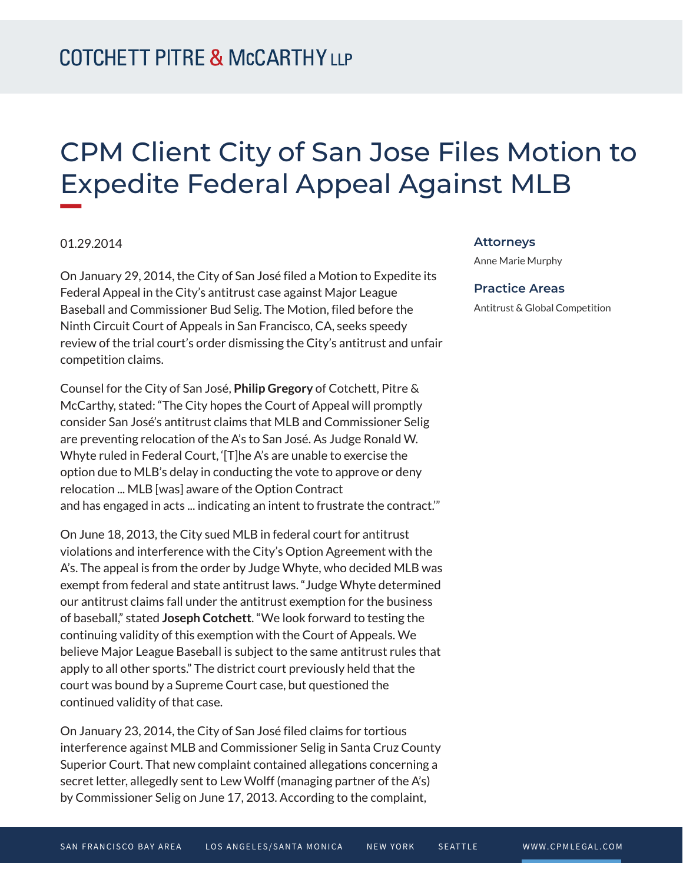# CPM Client City of San Jose Files Motion to Expedite Federal Appeal Against MLB

01.29.2014

On January 29, 2014, the City of San José filed a Motion to Expedite its Federal Appeal in the City's antitrust case against Major League Baseball and Commissioner Bud Selig. The Motion, filed before the Ninth Circuit Court of Appeals in San Francisco, CA, seeks speedy review of the trial court's order dismissing the City's antitrust and unfair competition claims.

Counsel for the City of San José, **Philip Gregory** of Cotchett, Pitre & McCarthy, stated: "The City hopes the Court of Appeal will promptly consider San José's antitrust claims that MLB and Commissioner Selig are preventing relocation of the A's to San José. As Judge Ronald W. Whyte ruled in Federal Court, '[T]he A's are unable to exercise the option due to MLB's delay in conducting the vote to approve or deny relocation ... MLB [was] aware of the Option Contract and has engaged in acts ... indicating an intent to frustrate the contract.'"

On June 18, 2013, the City sued MLB in federal court for antitrust violations and interference with the City's Option Agreement with the A's. The appeal is from the order by Judge Whyte, who decided MLB was exempt from federal and state antitrust laws. "Judge Whyte determined our antitrust claims fall under the antitrust exemption for the business of baseball," stated **Joseph Cotchett**. "We look forward to testing the continuing validity of this exemption with the Court of Appeals. We believe Major League Baseball is subject to the same antitrust rules that apply to all other sports." The district court previously held that the court was bound by a Supreme Court case, but questioned the continued validity of that case.

On January 23, 2014, the City of San José filed claims for tortious interference against MLB and Commissioner Selig in Santa Cruz County Superior Court. That new complaint contained allegations concerning a secret letter, allegedly sent to Lew Wolff (managing partner of the A's) by Commissioner Selig on June 17, 2013. According to the complaint,

**Attorneys**

Anne Marie Murphy

**Practice Areas**

Antitrust & Global Competition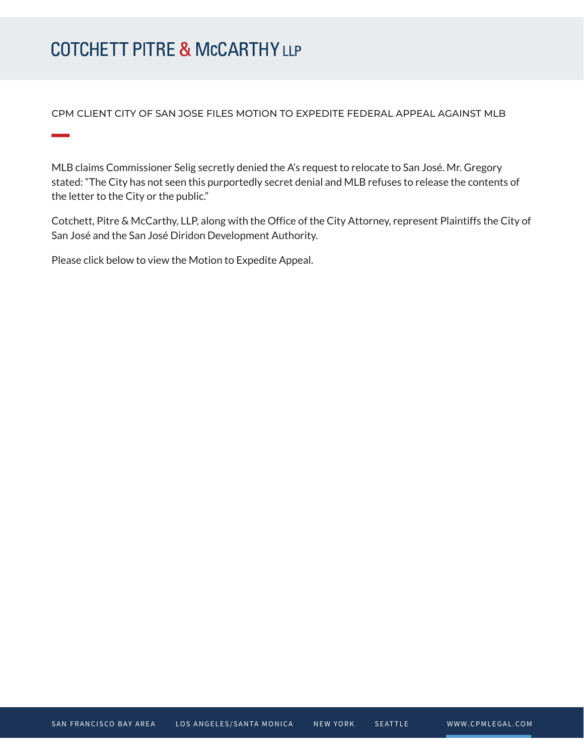CPM CLIENT CITY OF SAN JOSE FILES MOTION TO EXPEDITE FEDERAL APPEAL AGAINST MLB

MLB claims Commissioner Selig secretly denied the A's request to relocate to San José. Mr. Gregory stated: "The City has not seen this purportedly secret denial and MLB refuses to release the contents of the letter to the City or the public."

Cotchett, Pitre & McCarthy, LLP, along with the Office of the City Attorney, represent Plaintiffs the City of San José and the San José Diridon Development Authority.

Please click below to view the Motion to Expedite Appeal.